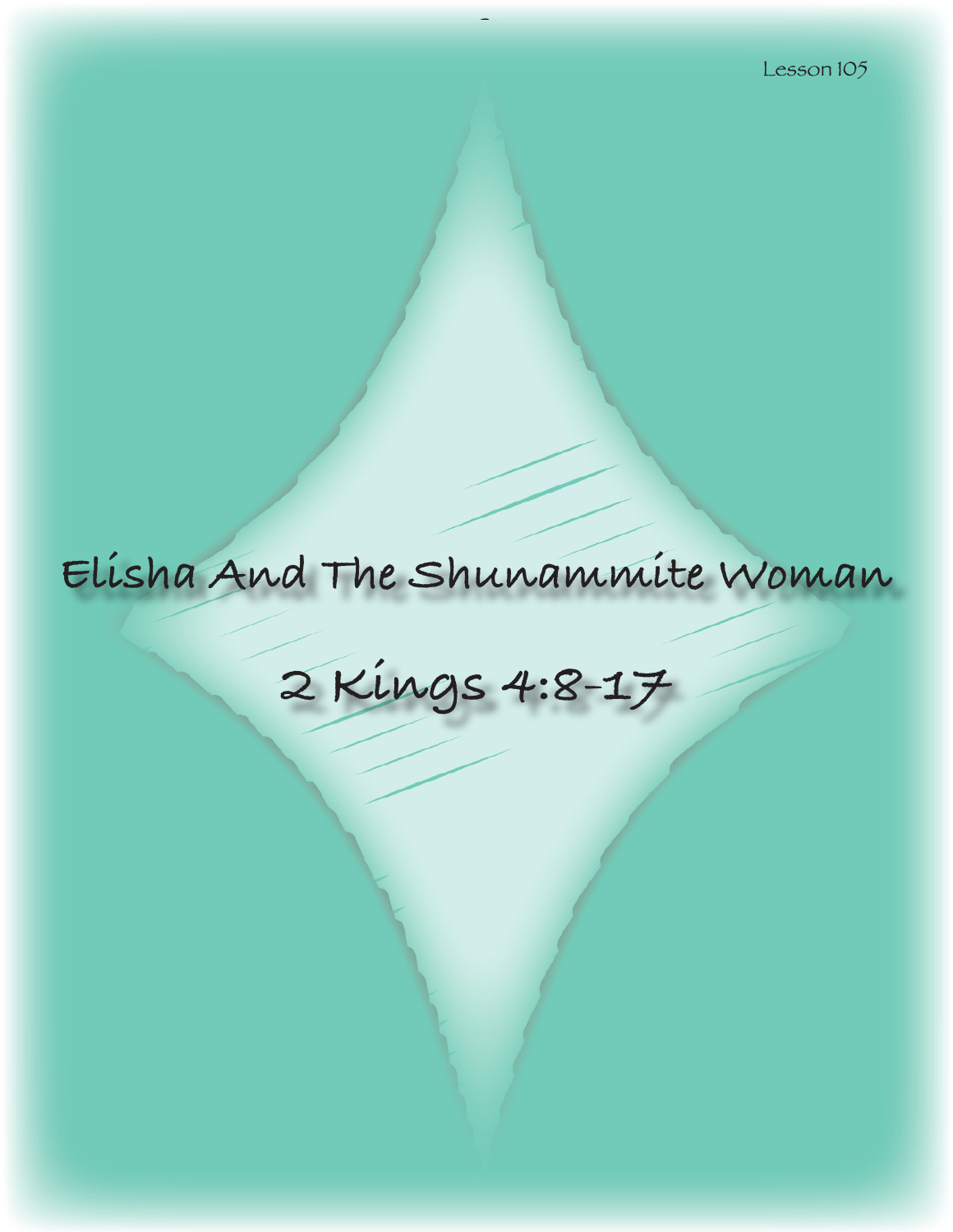Lesson 105

# Elisha And The Shunammite Woman

## 2 Kings 4:8-17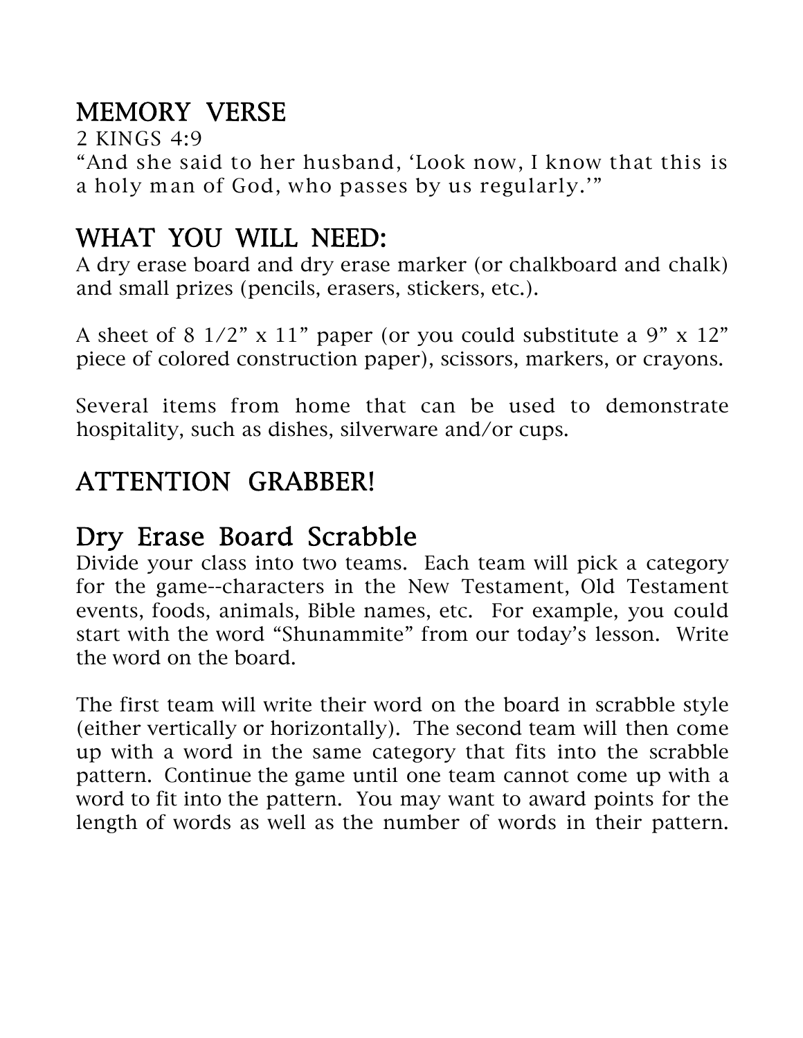## MEMORY VERSE

2 KINGS 4:9

"And she said to her husband, 'Look now, I know that this is a holy man of God, who passes by us regularly.'"

## WHAT YOU WILL NEED:

A dry erase board and dry erase marker (or chalkboard and chalk) and small prizes (pencils, erasers, stickers, etc.).

A sheet of 8 1/2" x 11" paper (or you could substitute a 9" x 12" piece of colored construction paper), scissors, markers, or crayons.

Several items from home that can be used to demonstrate hospitality, such as dishes, silverware and/or cups.

## ATTENTION GRABBER!

## Dry Erase Board Scrabble

Divide your class into two teams. Each team will pick a category for the game--characters in the New Testament, Old Testament events, foods, animals, Bible names, etc. For example, you could start with the word "Shunammite" from our today's lesson. Write the word on the board.

The first team will write their word on the board in scrabble style (either vertically or horizontally). The second team will then come up with a word in the same category that fits into the scrabble pattern. Continue the game until one team cannot come up with a word to fit into the pattern. You may want to award points for the length of words as well as the number of words in their pattern.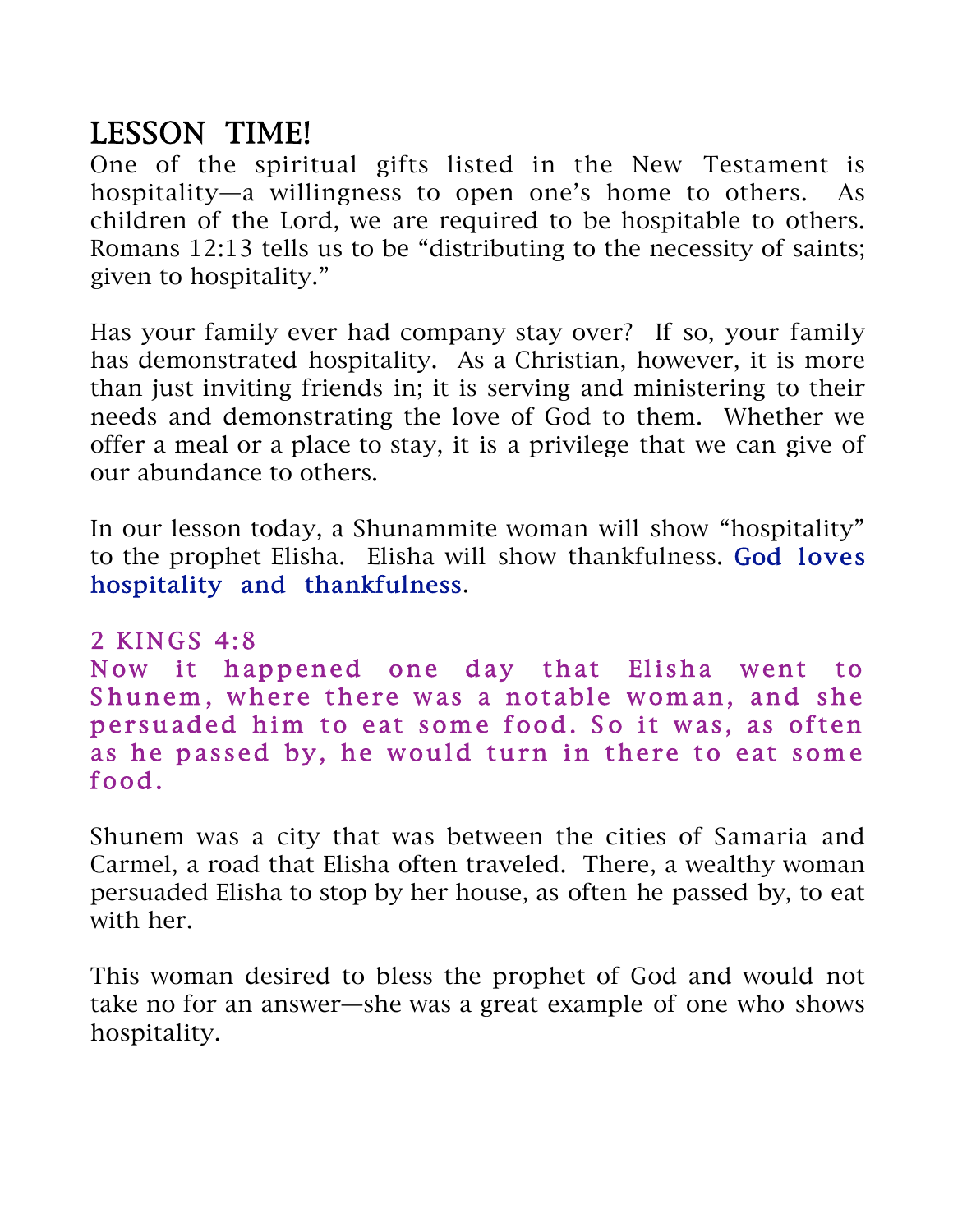## LESSON TIME!

One of the spiritual gifts listed in the New Testament is hospitality—a willingness to open one's home to others. As children of the Lord, we are required to be hospitable to others. Romans 12:13 tells us to be "distributing to the necessity of saints; given to hospitality."

Has your family ever had company stay over? If so, your family has demonstrated hospitality. As a Christian, however, it is more than just inviting friends in; it is serving and ministering to their needs and demonstrating the love of God to them. Whether we offer a meal or a place to stay, it is a privilege that we can give of our abundance to others.

In our lesson today, a Shunammite woman will show "hospitality" to the prophet Elisha. Elisha will show thankfulness. God loves hospitality and thankfulness.

2 KINGS 4:8

Now it happened one day that Elisha went to Shunem, where there was a notable woman, and she persuaded him to eat some food. So it was, as often as he passed by, he would turn in there to eat some food.

Shunem was a city that was between the cities of Samaria and Carmel, a road that Elisha often traveled. There, a wealthy woman persuaded Elisha to stop by her house, as often he passed by, to eat with her.

This woman desired to bless the prophet of God and would not take no for an answer—she was a great example of one who shows hospitality.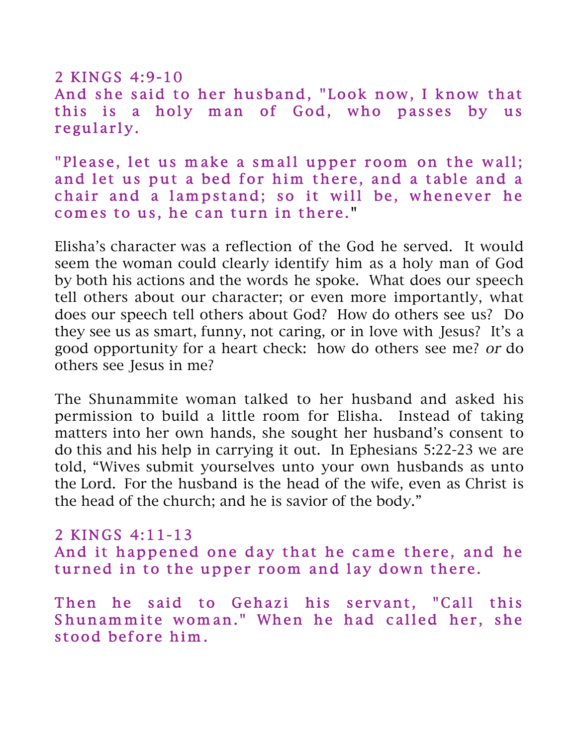2 KINGS 4:9-10

And she said to her husband, "Look now, I know that this is a holy man of God, who passes by us regularly.

"Please, let us make a small upper room on the wall; and let us put a bed for him there, and a table and a chair and a lampstand; so it will be, whenever he comes to us, he can turn in there."

Elisha's character was a reflection of the God he served. It would seem the woman could clearly identify him as a holy man of God by both his actions and the words he spoke. What does our speech tell others about our character; or even more importantly, what does our speech tell others about God? How do others see us? Do they see us as smart, funny, not caring, or in love with Jesus? It's a good opportunity for a heart check: how do others see me? *or* do others see Jesus in me?

The Shunammite woman talked to her husband and asked his permission to build a little room for Elisha. Instead of taking matters into her own hands, she sought her husband's consent to do this and his help in carrying it out. In Ephesians 5:22-23 we are told, "Wives submit yourselves unto your own husbands as unto the Lord. For the husband is the head of the wife, even as Christ is the head of the church; and he is savior of the body."

2 KINGS 4:11-13

And it happened one day that he came there, and he turned in to the upper room and lay down there.

Then he said to Gehazi his servant, "Call this Shunammite woman." When he had called her, she stood before him.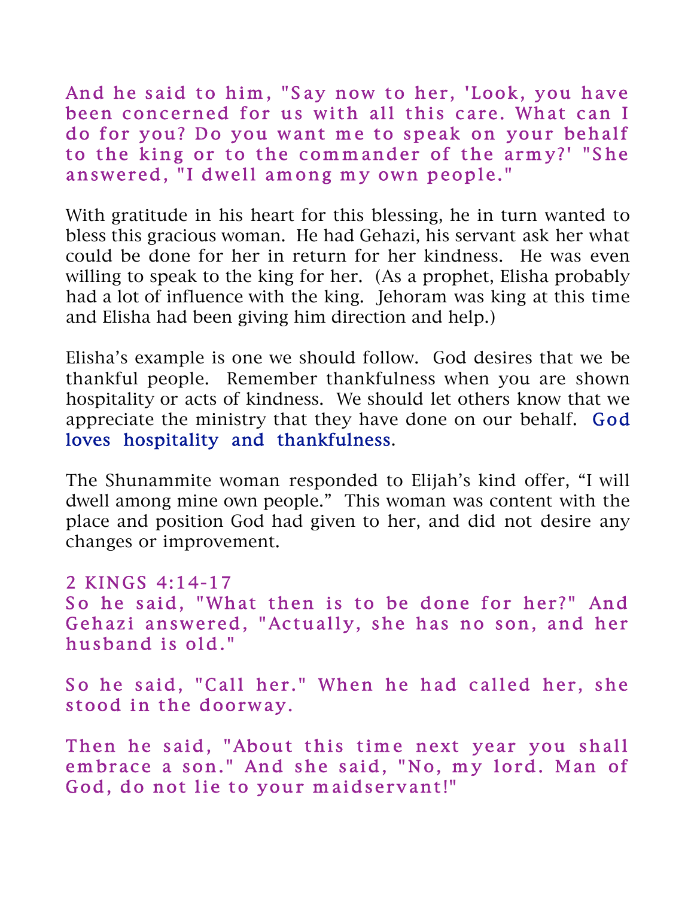And he said to him, "Say now to her, 'Look, you have been concerned for us with all this care. What can I do for you? Do you want me to speak on your behalf to the king or to the commander of the army?' "She answered, "I dwell among my own people."

With gratitude in his heart for this blessing, he in turn wanted to bless this gracious woman. He had Gehazi, his servant ask her what could be done for her in return for her kindness. He was even willing to speak to the king for her. (As a prophet, Elisha probably had a lot of influence with the king. Jehoram was king at this time and Elisha had been giving him direction and help.)

Elisha's example is one we should follow. God desires that we be thankful people. Remember thankfulness when you are shown hospitality or acts of kindness. We should let others know that we appreciate the ministry that they have done on our behalf. God loves hospitality and thankfulness.

The Shunammite woman responded to Elijah's kind offer, "I will dwell among mine own people." This woman was content with the place and position God had given to her, and did not desire any changes or improvement.

2 KINGS 4:14-17

So he said, "What then is to be done for her?" And Gehazi answered, "Actually, she has no son, and her husband is old."

So he said, "Call her." When he had called her, she stood in the doorway.

Then he said, "About this time next year you shall embrace a son." And she said, "No, my lord. Man of God, do not lie to your maidservant!"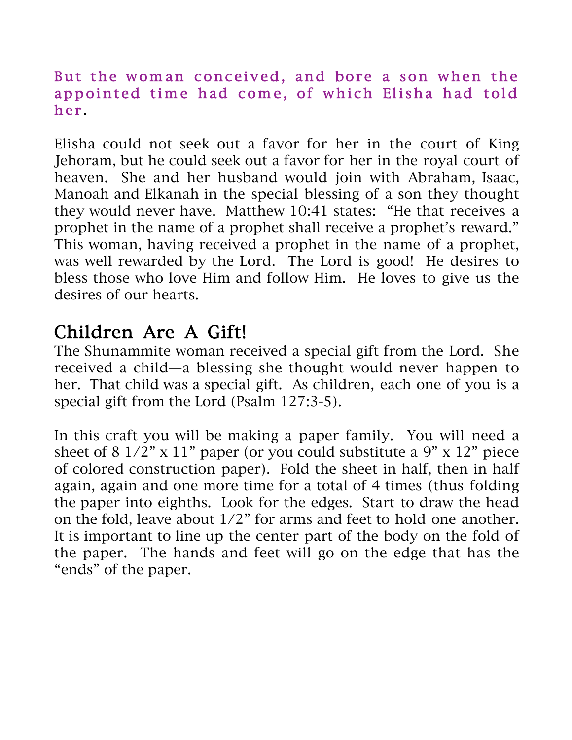**But the woman conceived, and bore a son when the appointed time had come, of which Elisha had told her.**

Elisha could not seek out a favor for her in the court of King Jehoram, but he could seek out a favor for her in the royal court of heaven. She and her husband would join with Abraham, Isaac, Manoah and Elkanah in the special blessing of a son they thought they would never have. Matthew 10:41 states: "He that receives a prophet in the name of a prophet shall receive a prophet's reward." This woman, having received a prophet in the name of a prophet, was well rewarded by the Lord. The Lord is good! He desires to bless those who love Him and follow Him. He loves to give us the desires of our hearts.

## Children Are A Gift!

The Shunammite woman received a special gift from the Lord. She received a child—a blessing she thought would never happen to her. That child was a special gift. As children, each one of you is a special gift from the Lord (Psalm 127:3-5).

In this craft you will be making a paper family. You will need a sheet of 8 1/2" x 11" paper (or you could substitute a 9" x 12" piece of colored construction paper). Fold the sheet in half, then in half again, again and one more time for a total of 4 times (thus folding the paper into eighths. Look for the edges. Start to draw the head on the fold, leave about 1/2" for arms and feet to hold one another. It is important to line up the center part of the body on the fold of the paper. The hands and feet will go on the edge that has the "ends" of the paper.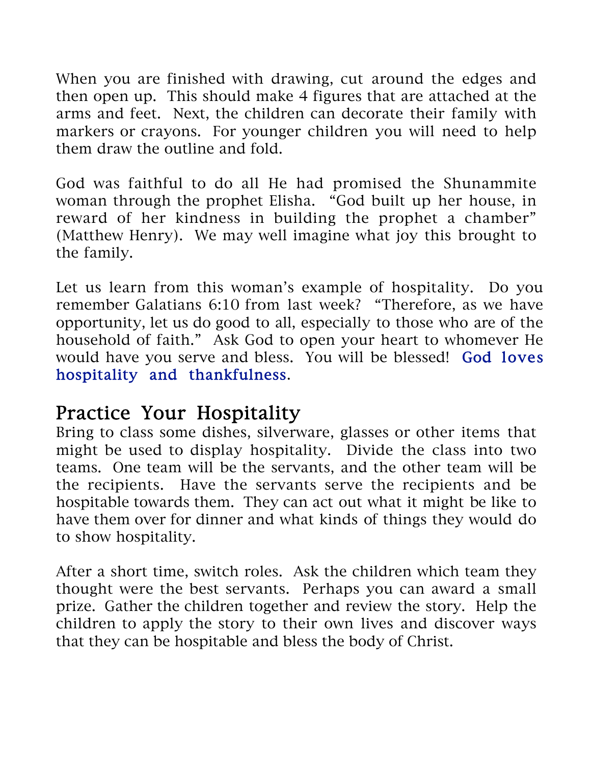When you are finished with drawing, cut around the edges and then open up. This should make 4 figures that are attached at the arms and feet. Next, the children can decorate their family with markers or crayons. For younger children you will need to help them draw the outline and fold.

God was faithful to do all He had promised the Shunammite woman through the prophet Elisha. "God built up her house, in reward of her kindness in building the prophet a chamber" (Matthew Henry). We may well imagine what joy this brought to the family.

Let us learn from this woman's example of hospitality. Do you remember Galatians 6:10 from last week? "Therefore, as we have opportunity, let us do good to all, especially to those who are of the household of faith." Ask God to open your heart to whomever He would have you serve and bless. You will be blessed! **God loves hospitality and thankfulness**.

## Practice Your Hospitality

Bring to class some dishes, silverware, glasses or other items that might be used to display hospitality. Divide the class into two teams. One team will be the servants, and the other team will be the recipients. Have the servants serve the recipients and be hospitable towards them. They can act out what it might be like to have them over for dinner and what kinds of things they would do to show hospitality.

After a short time, switch roles. Ask the children which team they thought were the best servants. Perhaps you can award a small prize. Gather the children together and review the story. Help the children to apply the story to their own lives and discover ways that they can be hospitable and bless the body of Christ.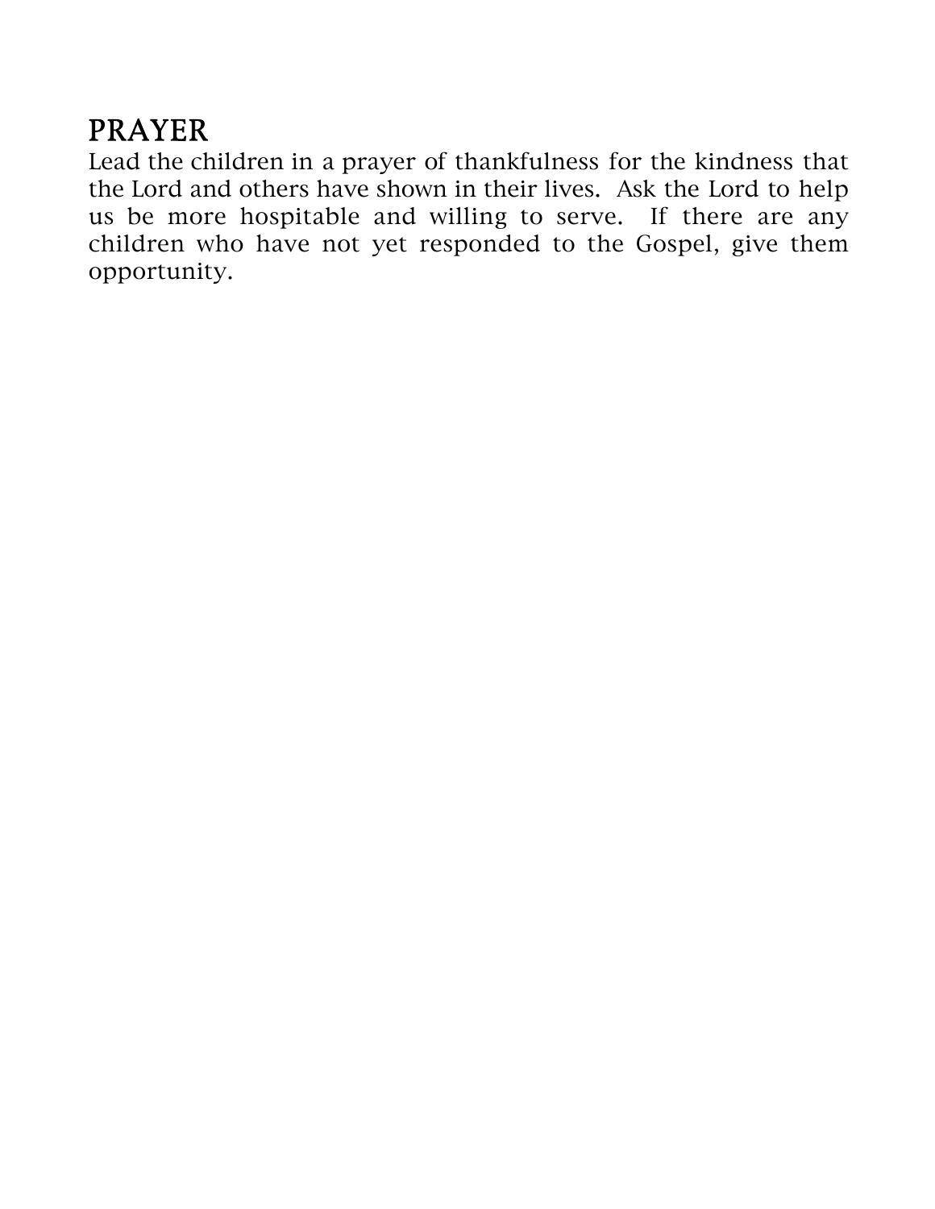## PRAYER

Lead the children in a prayer of thankfulness for the kindness that the Lord and others have shown in their lives. Ask the Lord to help us be more hospitable and willing to serve. If there are any children who have not yet responded to the Gospel, give them opportunity.